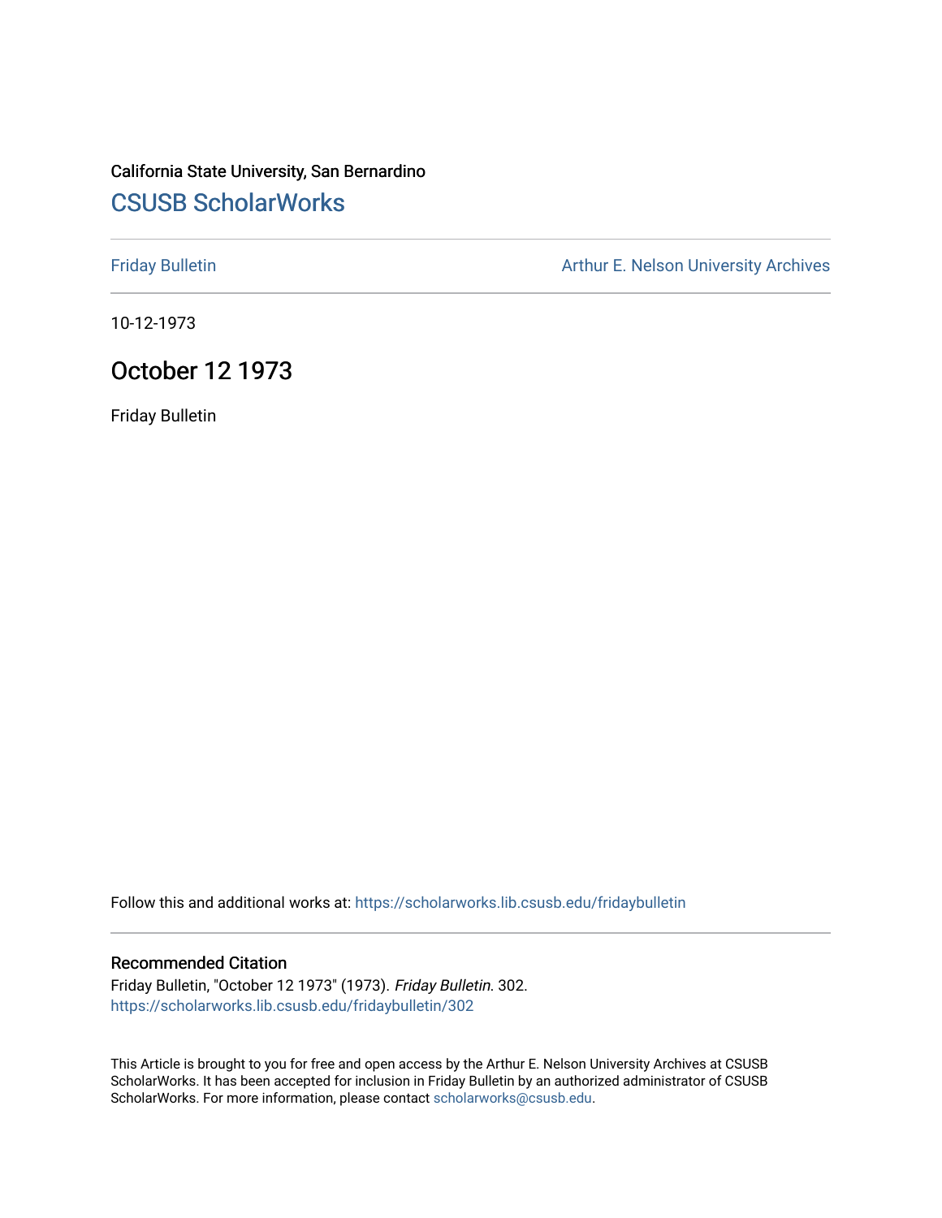California State University, San Bernardino

## CSUSB ScholarWorks

Friday Bulletin

Arthur E. Nelson University Archives

10-12-1973

# October 12 1973

Friday Bulletin

Follow this and additional works at: https://scholarworks.lib.csusb.edu/fridaybulletin

### Recommended Citation

Friday Bulletin, "October 12 1973" (1973). *Friday Bulletin*. 302.
https://scholarworks.lib.csusb.edu/fridaybulletin/302

This Article is brought to you for free and open access by the Arthur E. Nelson University Archives at CSUSB ScholarWorks. It has been accepted for inclusion in Friday Bulletin by an authorized administrator of CSUSB ScholarWorks. For more information, please contact scholarworks@csusb.edu.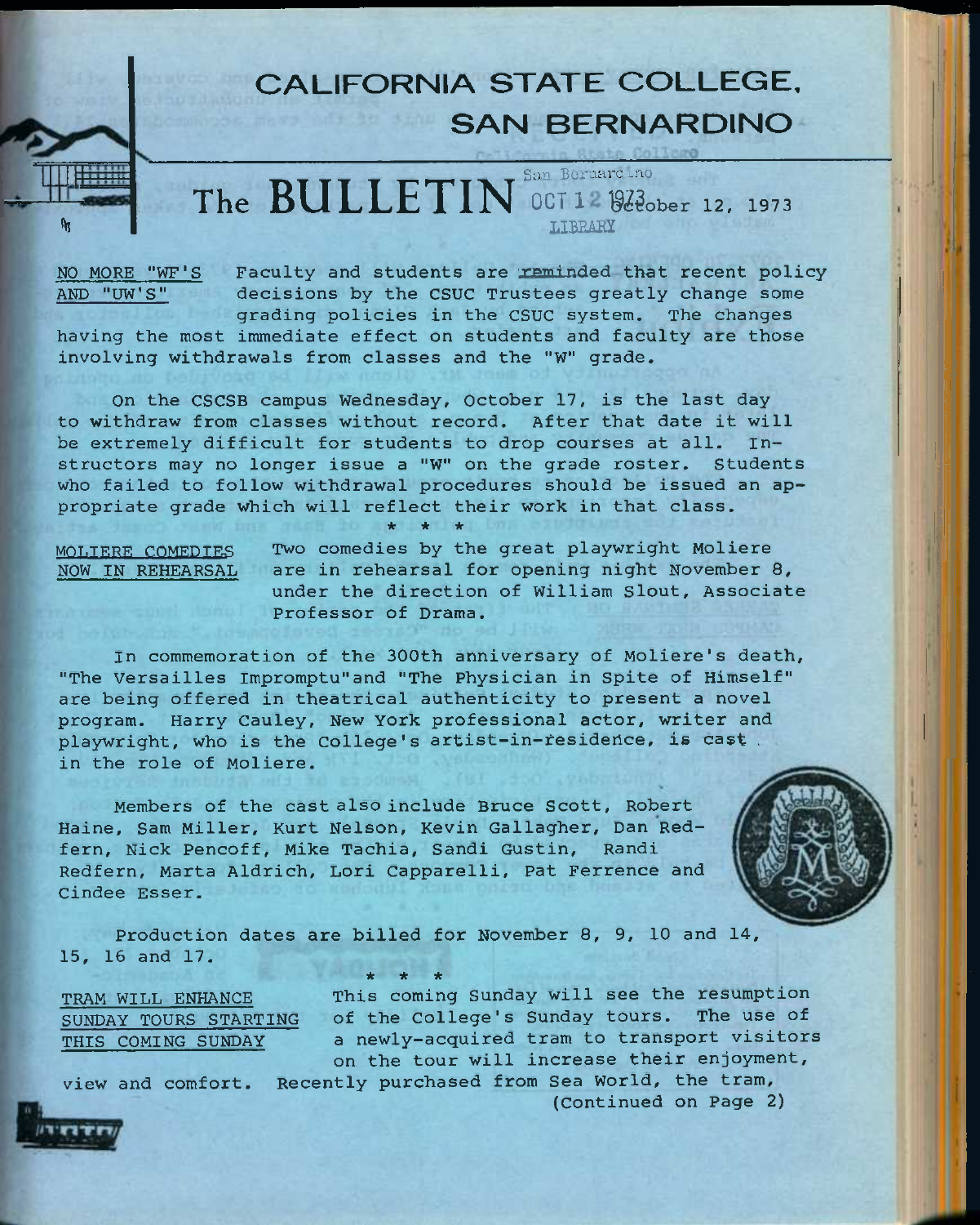# CALIFORNIA STATE COLLEGE, SAN BERNARDINO

## The BULLETIN

October 12, 1973

**NO MORE "WF'S AND "UW'S"**

Faculty and students are reminded that recent policy decisions by the CSUC Trustees greatly change some grading policies in the CSUC system. The changes having the most immediate effect on students and faculty are those involving withdrawals from classes and the "W" grade.

On the CSCSB campus Wednesday, October 17, is the last day to withdraw from classes without record. After that date it will be extremely difficult for students to drop courses at all. Instructors may no longer issue a "W" on the grade roster. Students who failed to follow withdrawal procedures should be issued an appropriate grade which will reflect their work in that class.

\* \* \*

**MOLIERE COMEDIES NOW IN REHEARSAL**

Two comedies by the great playwright Moliere are in rehearsal for opening night November 8, under the direction of William Slout, Associate Professor of Drama.

In commemoration of the 300th anniversary of Moliere's death, "The Versailles Impromptu" and "The Physician in Spite of Himself" are being offered in theatrical authenticity to present a novel program. Harry Cauley, New York professional actor, writer and playwright, who is the College's artist-in-residence, is cast in the role of Moliere.

Members of the cast also include Bruce Scott, Robert Haine, Sam Miller, Kurt Nelson, Kevin Gallagher, Dan Redfern, Nick Pencoff, Mike Tachia, Sandi Gustin, Randi Redfern, Marta Aldrich, Lori Capparelli, Pat Ferrence and Cindee Esser.

Production dates are billed for November 8, 9, 10 and 14, 15, 16 and 17.

\* \* \*

**TRAM WILL ENHANCE SUNDAY TOURS STARTING THIS COMING SUNDAY**

This coming Sunday will see the resumption of the College's Sunday tours. The use of a newly-acquired tram to transport visitors on the tour will increase their enjoyment, view and comfort. Recently purchased from Sea World, the tram,

(Continued on Page 2)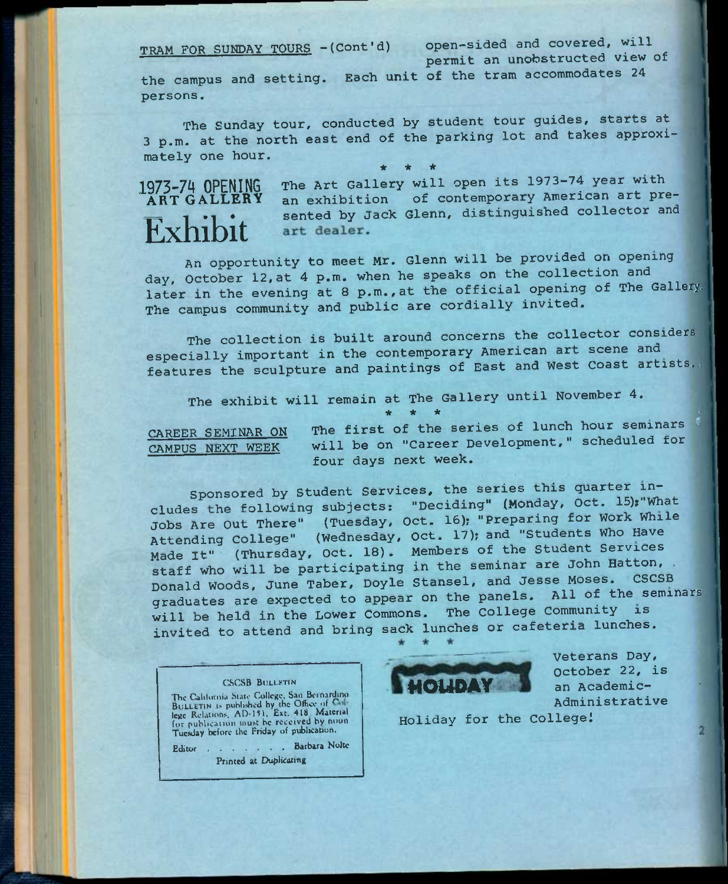**TRAM FOR SUNDAY TOURS** -(Cont'd) open-sided and covered, will permit an unobstructed view of the campus and setting. Each unit of the tram accommodates 24 persons.

The Sunday tour, conducted by student tour guides, starts at 3 p.m. at the north east end of the parking lot and takes approximately one hour.

\* \* \*

## 1973-74 OPENING ART GALLERY Exhibit

The Art Gallery will open its 1973-74 year with an exhibition of contemporary American art presented by Jack Glenn, distinguished collector and art dealer.

An opportunity to meet Mr. Glenn will be provided on opening day, October 12, at 4 p.m. when he speaks on the collection and later in the evening at 8 p.m., at the official opening of The Gallery. The campus community and public are cordially invited.

The collection is built around concerns the collector considers especially important in the contemporary American art scene and features the sculpture and paintings of East and West Coast artists.

The exhibit will remain at The Gallery until November 4.

\* \* \*

**CAREER SEMINAR ON CAMPUS NEXT WEEK** The first of the series of lunch hour seminars will be on "Career Development," scheduled for four days next week.

Sponsored by Student Services, the series this quarter includes the following subjects: "Deciding" (Monday, Oct. 15); "What Jobs Are Out There" (Tuesday, Oct. 16); "Preparing for Work While Attending College" (Wednesday, Oct. 17); and "Students Who Have Made It" (Thursday, Oct. 18). Members of the Student Services staff who will be participating in the seminar are John Hatton, Donald Woods, June Taber, Doyle Stansel, and Jesse Moses. CSCSB graduates are expected to appear on the panels. All of the seminars will be held in the Lower Commons. The College Community is invited to attend and bring sack lunches or cafeteria lunches.

\* \* \*

**HOLIDAY** Veterans Day, October 22, is an Academic-Administrative Holiday for the College!

---

CSCSB BULLETIN

The California State College, San Bernardino BULLETIN is published by the Office of College Relations, AD-151, Ext. 418. Material for publication must be received by noon Tuesday before the Friday of publication.

Editor . . . . . . . . Barbara Nolte

Printed at *Duplicating*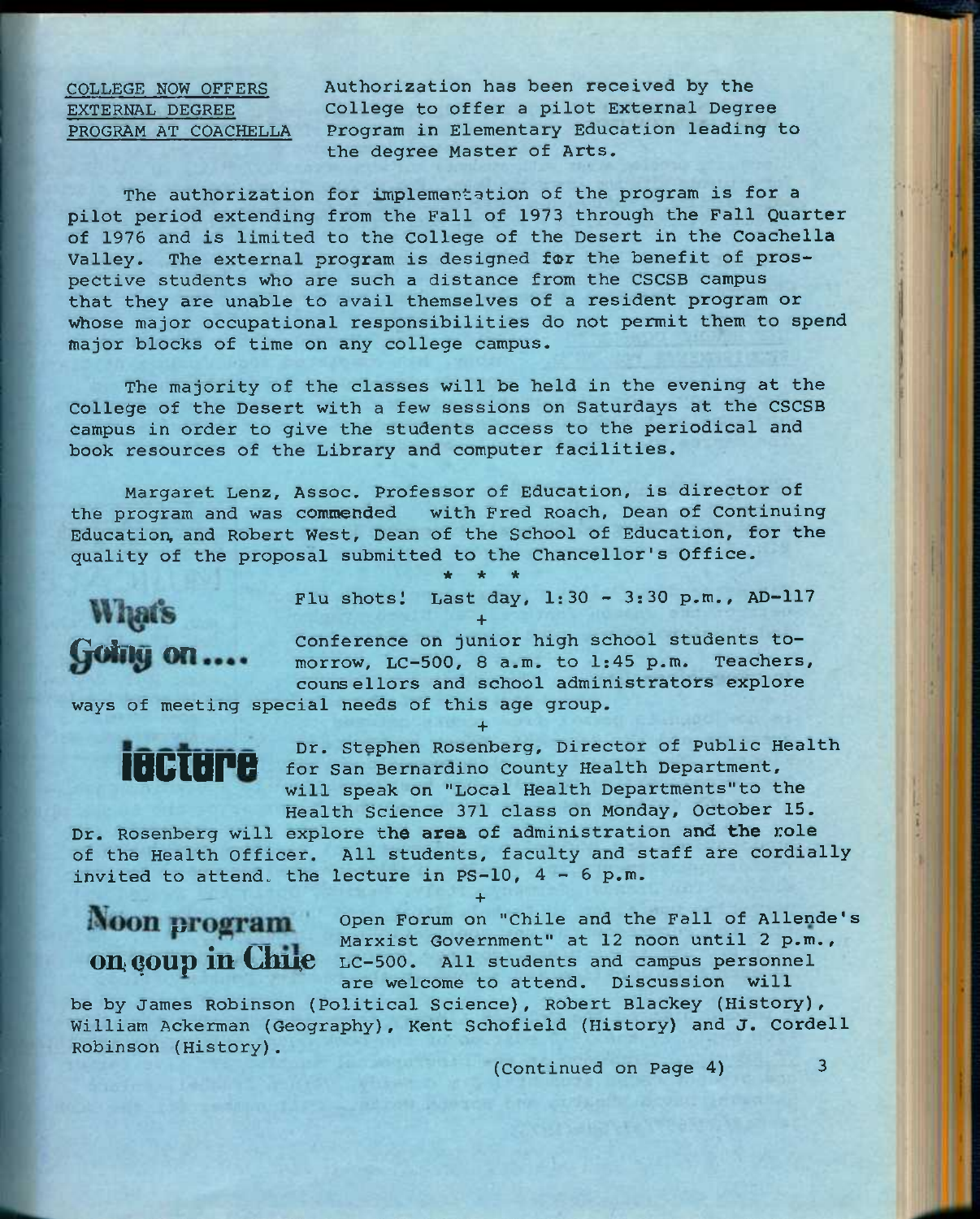**COLLEGE NOW OFFERS EXTERNAL DEGREE PROGRAM AT COACHELLA**

Authorization has been received by the College to offer a pilot External Degree Program in Elementary Education leading to the degree Master of Arts.

The authorization for implementation of the program is for a pilot period extending from the Fall of 1973 through the Fall Quarter of 1976 and is limited to the College of the Desert in the Coachella Valley. The external program is designed for the benefit of prospective students who are such a distance from the CSCSB campus that they are unable to avail themselves of a resident program or whose major occupational responsibilities do not permit them to spend major blocks of time on any college campus.

The majority of the classes will be held in the evening at the College of the Desert with a few sessions on Saturdays at the CSCSB campus in order to give the students access to the periodical and book resources of the Library and computer facilities.

Margaret Lenz, Assoc. Professor of Education, is director of the program and was commended with Fred Roach, Dean of Continuing Education, and Robert West, Dean of the School of Education, for the quality of the proposal submitted to the Chancellor's Office.

\* \* \*

## What's Going on....

Flu shots! Last day, 1:30 - 3:30 p.m., AD-117

+

Conference on junior high school students tomorrow, LC-500, 8 a.m. to 1:45 p.m. Teachers, counsellors and school administrators explore ways of meeting special needs of this age group.

+

## lecture

Dr. Stephen Rosenberg, Director of Public Health for San Bernardino County Health Department, will speak on "Local Health Departments" to the Health Science 371 class on Monday, October 15. Dr. Rosenberg will explore the area of administration and the role of the Health Officer. All students, faculty and staff are cordially invited to attend the lecture in PS-10, 4 - 6 p.m.

+

## Noon program on coup in Chile

Open Forum on "Chile and the Fall of Allende's Marxist Government" at 12 noon until 2 p.m., LC-500. All students and campus personnel are welcome to attend. Discussion will be by James Robinson (Political Science), Robert Blackey (History), William Ackerman (Geography), Kent Schofield (History) and J. Cordell Robinson (History).

(Continued on Page 4)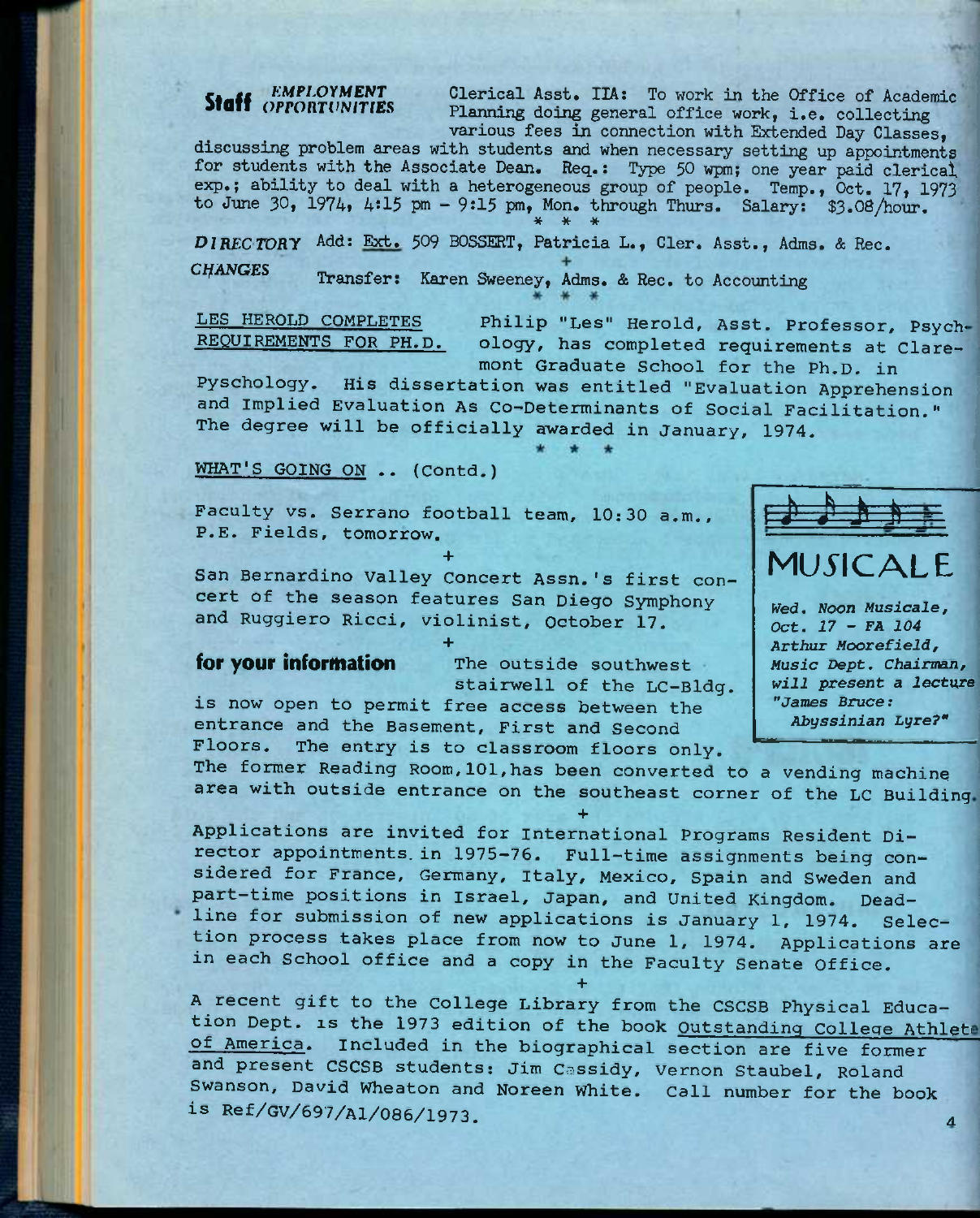**Staff** *EMPLOYMENT OPPORTUNITIES*

Clerical Asst. IIA: To work in the Office of Academic Planning doing general office work, i.e. collecting various fees in connection with Extended Day Classes, discussing problem areas with students and when necessary setting up appointments for students with the Associate Dean. Req.: Type 50 wpm; one year paid clerical exp.; ability to deal with a heterogeneous group of people. Temp., Oct. 17, 1973 to June 30, 1974, 4:15 pm - 9:15 pm, Mon. through Thurs. Salary: $3.08/hour.

\* \* \*

*DIRECTORY CHANGES*

Add: Ext. 509 BOSSERT, Patricia L., Cler. Asst., Adms. & Rec.

\+

Transfer: Karen Sweeney, Adms. & Rec. to Accounting

\* \* \*

LES HEROLD COMPLETES REQUIREMENTS FOR PH.D.

Philip "Les" Herold, Asst. Professor, Psychology, has completed requirements at Claremont Graduate School for the Ph.D. in Pyschology. His dissertation was entitled "Evaluation Apprehension and Implied Evaluation As Co-Determinants of Social Facilitation." The degree will be officially awarded in January, 1974.

\* \* \*

WHAT'S GOING ON .. (Contd.)

Faculty vs. Serrano football team, 10:30 a.m., P.E. Fields, tomorrow.

\+

San Bernardino Valley Concert Assn.'s first concert of the season features San Diego Symphony and Ruggiero Ricci, violinist, October 17.

\+

**MUSICALE**

*Wed. Noon Musicale, Oct. 17 - FA 104*
*Arthur Moorefield, Music Dept. Chairman, will present a lecture "James Bruce: Abyssinian Lyre?"*

**for your information**

The outside southwest stairwell of the LC-Bldg. is now open to permit free access between the entrance and the Basement, First and Second Floors. The entry is to classroom floors only. The former Reading Room, 101, has been converted to a vending machine area with outside entrance on the southeast corner of the LC Building.

\+

Applications are invited for International Programs Resident Director appointments in 1975-76. Full-time assignments being considered for France, Germany, Italy, Mexico, Spain and Sweden and part-time positions in Israel, Japan, and United Kingdom. Deadline for submission of new applications is January 1, 1974. Selection process takes place from now to June 1, 1974. Applications are in each School office and a copy in the Faculty Senate Office.

\+

A recent gift to the College Library from the CSCSB Physical Education Dept. is the 1973 edition of the book Outstanding College Athlete of America. Included in the biographical section are five former and present CSCSB students: Jim Cassidy, Vernon Staubel, Roland Swanson, David Wheaton and Noreen White. Call number for the book is Ref/GV/697/A1/086/1973.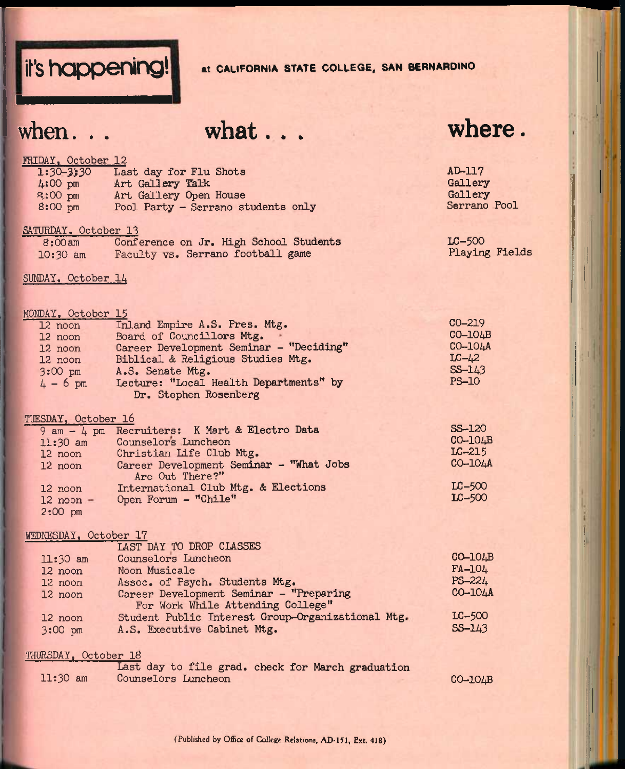# it's happening! at CALIFORNIA STATE COLLEGE, SAN BERNARDINO

| when... | what... | where. |
|---|---|---|
| **FRIDAY, October 12** | | |
| 1:30-3:30 | Last day for Flu Shots | AD-117 |
| 4:00 pm | Art Gallery Talk | Gallery |
| 8:00 pm | Art Gallery Open House | Gallery |
| 8:00 pm | Pool Party - Serrano students only | Serrano Pool |
| **SATURDAY, October 13** | | |
| 8:00am | Conference on Jr. High School Students | LC-500 |
| 10:30 am | Faculty vs. Serrano football game | Playing Fields |
| **SUNDAY, October 14** | | |
| **MONDAY, October 15** | | |
| 12 noon | Inland Empire A.S. Pres. Mtg. | CO-219 |
| 12 noon | Board of Councillors Mtg. | CO-104B |
| 12 noon | Career Development Seminar - "Deciding" | CO-104A |
| 12 noon | Biblical & Religious Studies Mtg. | LC-42 |
| 3:00 pm | A.S. Senate Mtg. | SS-143 |
| 4 - 6 pm | Lecture: "Local Health Departments" by Dr. Stephen Rosenberg | PS-10 |
| **TUESDAY, October 16** | | |
| 9 am - 4 pm | Recruiters: K Mart & Electro Data | SS-120 |
| 11:30 am | Counselor's Luncheon | CO-104B |
| 12 noon | Christian Life Club Mtg. | LC-215 |
| 12 noon | Career Development Seminar - "What Jobs Are Out There?" | CO-104A |
| 12 noon | International Club Mtg. & Elections | LC-500 |
| 12 noon - 2:00 pm | Open Forum - "Chile" | LC-500 |
| **WEDNESDAY, October 17** | | |
| | LAST DAY TO DROP CLASSES | |
| 11:30 am | Counselors Luncheon | CO-104B |
| 12 noon | Noon Musicale | FA-104 |
| 12 noon | Assoc. of Psych. Students Mtg. | PS-224 |
| 12 noon | Career Development Seminar - "Preparing For Work While Attending College" | CO-104A |
| 12 noon | Student Public Interest Group-Organizational Mtg. | LC-500 |
| 3:00 pm | A.S. Executive Cabinet Mtg. | SS-143 |
| **THURSDAY, October 18** | | |
| | Last day to file grad. check for March graduation | |
| 11:30 am | Counselors Luncheon | CO-104B |

(Published by Office of College Relations, AD-151, Ext. 418)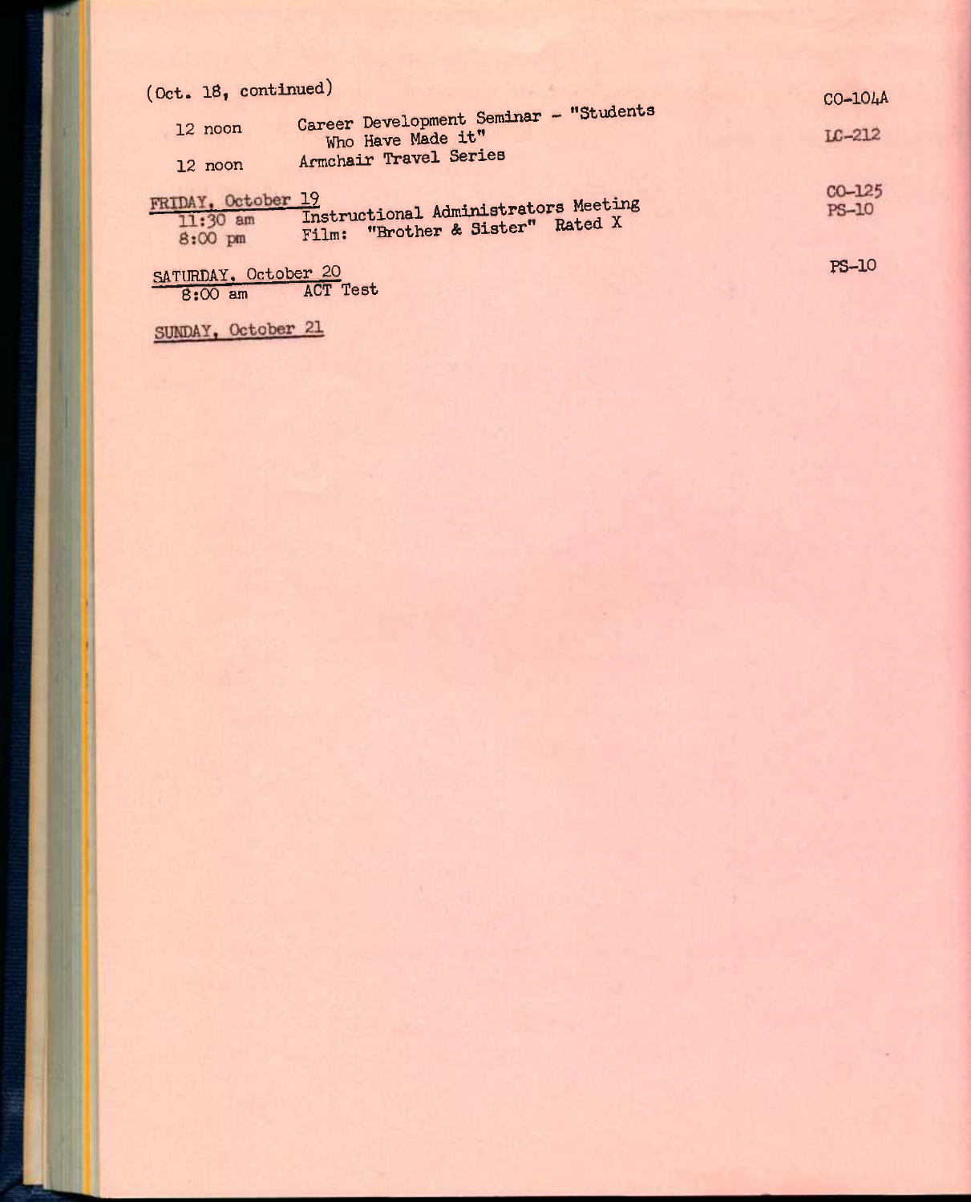(Oct. 18, continued)

| | | |
|---|---|---|
| 12 noon | Career Development Seminar - "Students Who Have Made it" | CO-104A |
| 12 noon | Armchair Travel Series | LC-212 |

FRIDAY, October 19

| | | |
|---|---|---|
| 11:30 am | Instructional Administrators Meeting | CO-125 |
| 8:00 pm | Film: "Brother & Sister" Rated X | PS-10 |

SATURDAY, October 20

| | | |
|---|---|---|
| 8:00 am | ACT Test | PS-10 |

SUNDAY, October 21